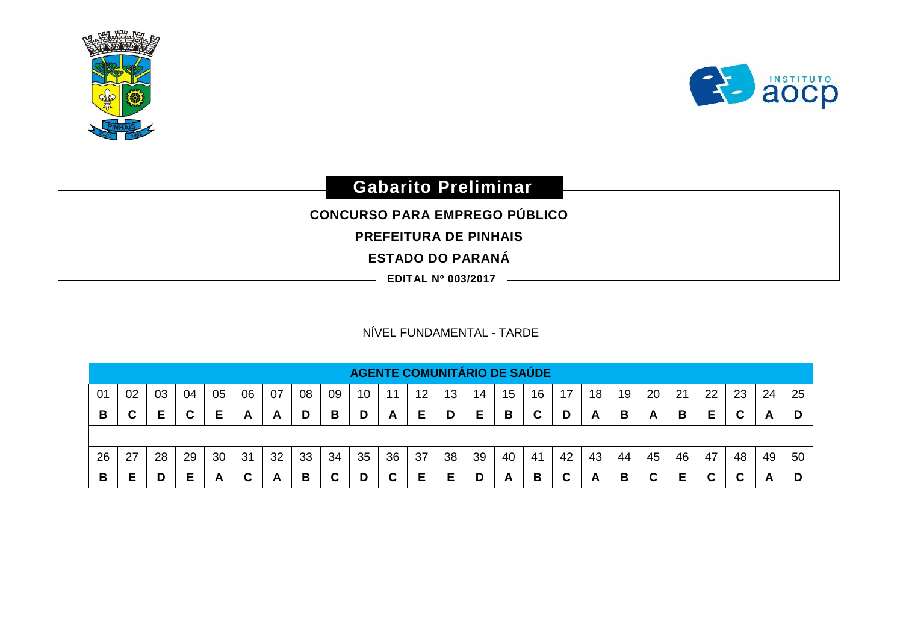# Gabarito Preliminar

**CONCURSO PARA EMPREGO PÚBLICO**

**PREFEITURA DE PINHAIS**

**ESTADO DO PARANÁ**

**EDITAL Nº 003/2017**

NÍVEL FUNDAMENTAL - TARDE

| AGENTE COMUNITÁRIO DE SAÚDE | | | | | | | | | | | | | | | | | | | | | | | | |
|---|---|---|---|---|---|---|---|---|---|---|---|---|---|---|---|---|---|---|---|---|---|---|---|---|
| 01 | 02 | 03 | 04 | 05 | 06 | 07 | 08 | 09 | 10 | 11 | 12 | 13 | 14 | 15 | 16 | 17 | 18 | 19 | 20 | 21 | 22 | 23 | 24 | 25 |
| **B** | **C** | **E** | **C** | **E** | **A** | **A** | **D** | **B** | **D** | **A** | **E** | **D** | **E** | **B** | **C** | **D** | **A** | **B** | **A** | **B** | **E** | **C** | **A** | **D** |
| 26 | 27 | 28 | 29 | 30 | 31 | 32 | 33 | 34 | 35 | 36 | 37 | 38 | 39 | 40 | 41 | 42 | 43 | 44 | 45 | 46 | 47 | 48 | 49 | 50 |
| **B** | **E** | **D** | **E** | **A** | **C** | **A** | **B** | **C** | **D** | **C** | **E** | **E** | **D** | **A** | **B** | **C** | **A** | **B** | **C** | **E** | **C** | **C** | **A** | **D** |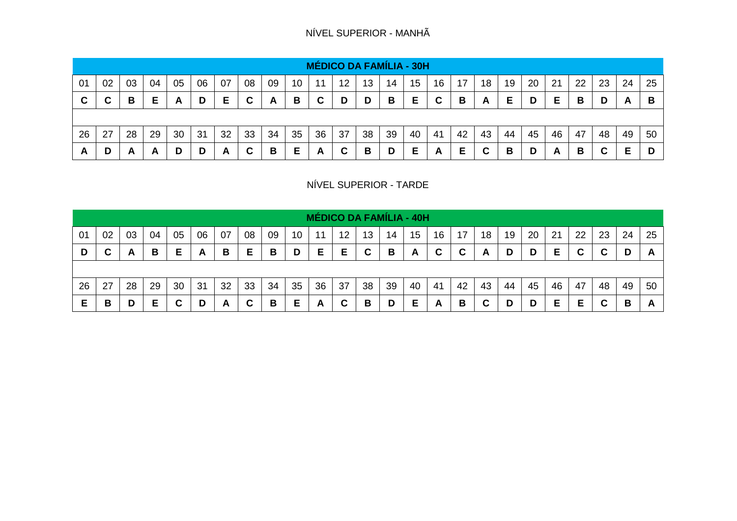NÍVEL SUPERIOR - MANHÃ

| MÉDICO DA FAMÍLIA - 30H | | | | | | | | | | | | | | | | | | | | | | | | |
|---|---|---|---|---|---|---|---|---|---|---|---|---|---|---|---|---|---|---|---|---|---|---|---|---|
| 01 | 02 | 03 | 04 | 05 | 06 | 07 | 08 | 09 | 10 | 11 | 12 | 13 | 14 | 15 | 16 | 17 | 18 | 19 | 20 | 21 | 22 | 23 | 24 | 25 |
| **C** | **C** | **B** | **E** | **A** | **D** | **E** | **C** | **A** | **B** | **C** | **D** | **D** | **B** | **E** | **C** | **B** | **A** | **E** | **D** | **E** | **B** | **D** | **A** | **B** |
| | | | | | | | | | | | | | | | | | | | | | | | | |
| 26 | 27 | 28 | 29 | 30 | 31 | 32 | 33 | 34 | 35 | 36 | 37 | 38 | 39 | 40 | 41 | 42 | 43 | 44 | 45 | 46 | 47 | 48 | 49 | 50 |
| **A** | **D** | **A** | **A** | **D** | **D** | **A** | **C** | **B** | **E** | **A** | **C** | **B** | **D** | **E** | **A** | **E** | **C** | **B** | **D** | **A** | **B** | **C** | **E** | **D** |

NÍVEL SUPERIOR - TARDE

| MÉDICO DA FAMÍLIA - 40H | | | | | | | | | | | | | | | | | | | | | | | | |
|---|---|---|---|---|---|---|---|---|---|---|---|---|---|---|---|---|---|---|---|---|---|---|---|---|
| 01 | 02 | 03 | 04 | 05 | 06 | 07 | 08 | 09 | 10 | 11 | 12 | 13 | 14 | 15 | 16 | 17 | 18 | 19 | 20 | 21 | 22 | 23 | 24 | 25 |
| **D** | **C** | **A** | **B** | **E** | **A** | **B** | **E** | **B** | **D** | **E** | **E** | **C** | **B** | **A** | **C** | **C** | **A** | **D** | **D** | **E** | **C** | **C** | **D** | **A** |
| | | | | | | | | | | | | | | | | | | | | | | | | |
| 26 | 27 | 28 | 29 | 30 | 31 | 32 | 33 | 34 | 35 | 36 | 37 | 38 | 39 | 40 | 41 | 42 | 43 | 44 | 45 | 46 | 47 | 48 | 49 | 50 |
| **E** | **B** | **D** | **E** | **C** | **D** | **A** | **C** | **B** | **E** | **A** | **C** | **B** | **D** | **E** | **A** | **B** | **C** | **D** | **D** | **E** | **E** | **C** | **B** | **A** |